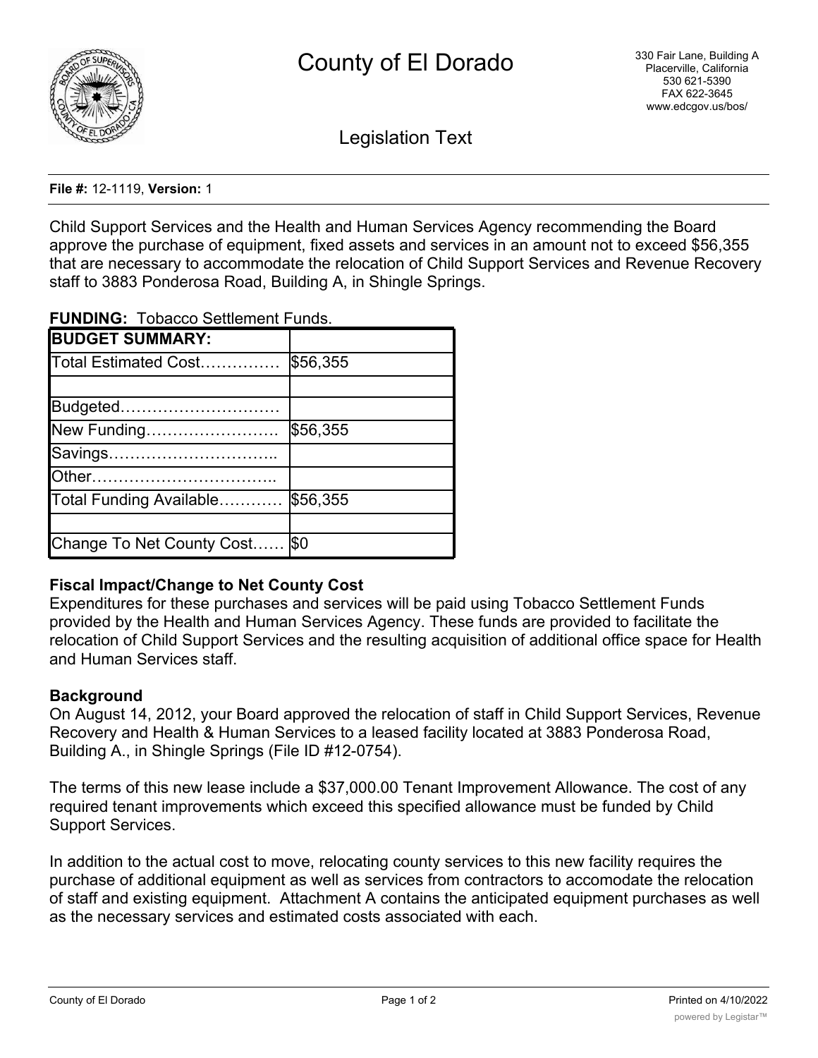# County of El Dorado

330 Fair Lane, Building A
Placerville, California
530 621-5390
FAX 622-3645
www.edcgov.us/bos/

## Legislation Text

**File #:** 12-1119, **Version:** 1

Child Support Services and the Health and Human Services Agency recommending the Board approve the purchase of equipment, fixed assets and services in an amount not to exceed $56,355 that are necessary to accommodate the relocation of Child Support Services and Revenue Recovery staff to 3883 Ponderosa Road, Building A, in Shingle Springs.

**FUNDING:** Tobacco Settlement Funds.

| **BUDGET SUMMARY:** | |
|---|---|
| Total Estimated Cost…………… | $56,355 |
| | |
| Budgeted………………………… | |
| New Funding……………………. | $56,355 |
| Savings………………………….. | |
| Other…………………………….. | |
| Total Funding Available………… | $56,355 |
| | |
| Change To Net County Cost…… | $0 |

### Fiscal Impact/Change to Net County Cost

Expenditures for these purchases and services will be paid using Tobacco Settlement Funds provided by the Health and Human Services Agency. These funds are provided to facilitate the relocation of Child Support Services and the resulting acquisition of additional office space for Health and Human Services staff.

### Background

On August 14, 2012, your Board approved the relocation of staff in Child Support Services, Revenue Recovery and Health & Human Services to a leased facility located at 3883 Ponderosa Road, Building A., in Shingle Springs (File ID #12-0754).

The terms of this new lease include a $37,000.00 Tenant Improvement Allowance. The cost of any required tenant improvements which exceed this specified allowance must be funded by Child Support Services.

In addition to the actual cost to move, relocating county services to this new facility requires the purchase of additional equipment as well as services from contractors to accomodate the relocation of staff and existing equipment. Attachment A contains the anticipated equipment purchases as well as the necessary services and estimated costs associated with each.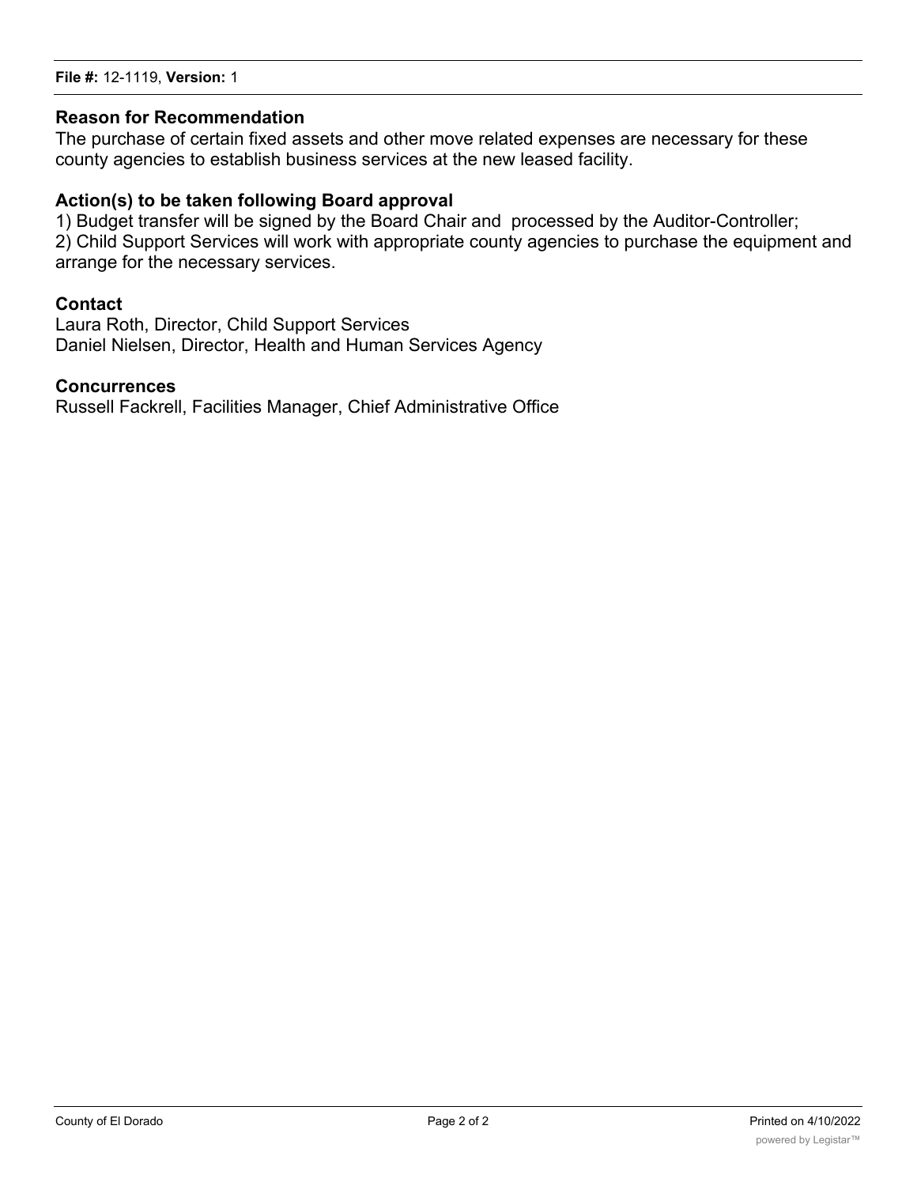**File #:** 12-1119, **Version:** 1

## Reason for Recommendation

The purchase of certain fixed assets and other move related expenses are necessary for these county agencies to establish business services at the new leased facility.

## Action(s) to be taken following Board approval

1) Budget transfer will be signed by the Board Chair and processed by the Auditor-Controller;
2) Child Support Services will work with appropriate county agencies to purchase the equipment and arrange for the necessary services.

## Contact

Laura Roth, Director, Child Support Services
Daniel Nielsen, Director, Health and Human Services Agency

## Concurrences

Russell Fackrell, Facilities Manager, Chief Administrative Office